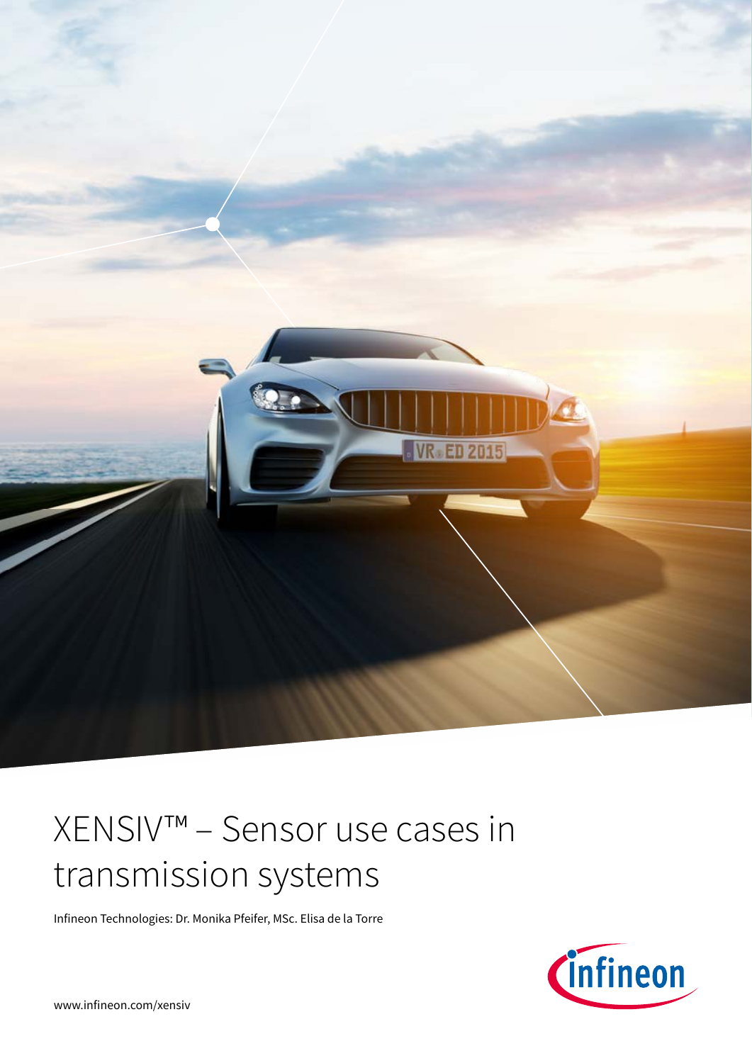# XENSIV™ – Sensor use cases in transmission systems

Infineon Technologies: Dr. Monika Pfeifer, MSc. Elisa de la Torre

www.infineon.com/xensiv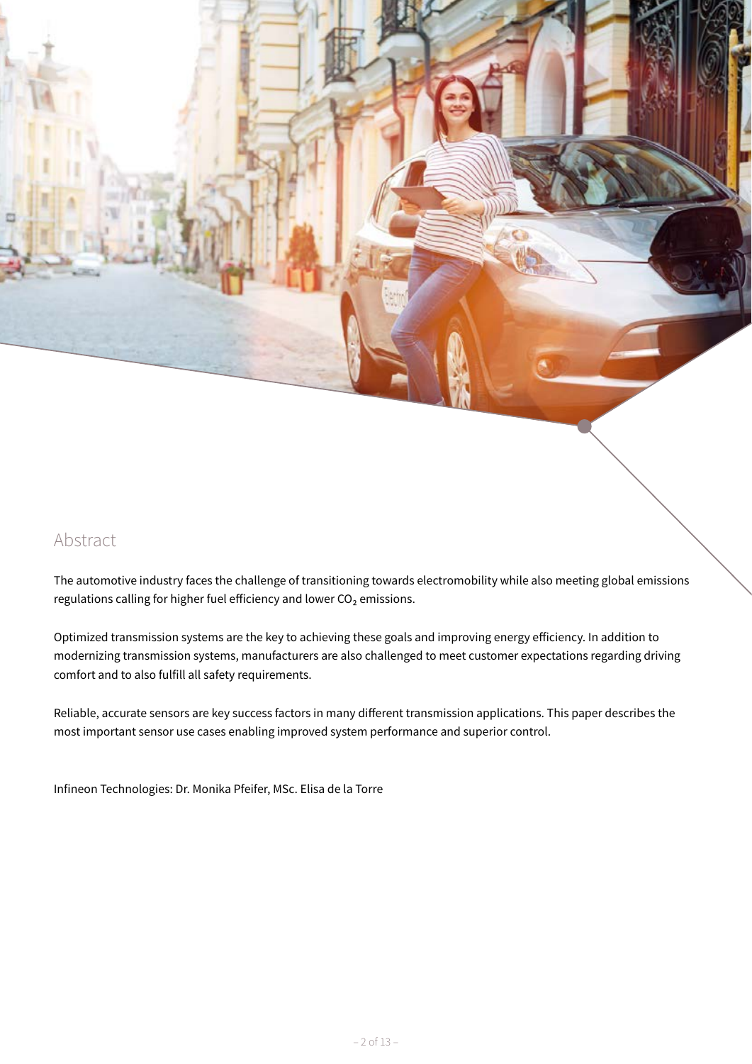## Abstract

The automotive industry faces the challenge of transitioning towards electromobility while also meeting global emissions regulations calling for higher fuel efficiency and lower $CO_2$ emissions.

Optimized transmission systems are the key to achieving these goals and improving energy efficiency. In addition to modernizing transmission systems, manufacturers are also challenged to meet customer expectations regarding driving comfort and to also fulfill all safety requirements.

Reliable, accurate sensors are key success factors in many different transmission applications. This paper describes the most important sensor use cases enabling improved system performance and superior control.

Infineon Technologies: Dr. Monika Pfeifer, MSc. Elisa de la Torre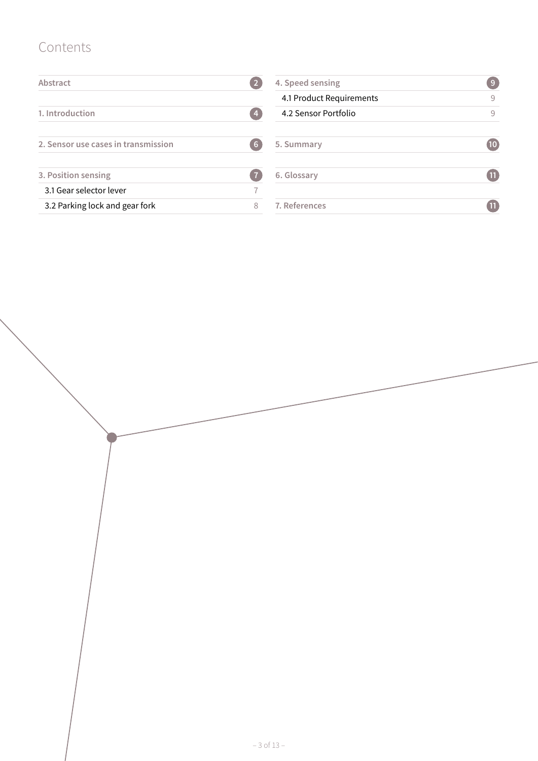# Contents

| Section | Page |
|---|---|
| Abstract | 2 |
| 1. Introduction | 4 |
| 2. Sensor use cases in transmission | 6 |
| 3. Position sensing | 7 |
| 3.1 Gear selector lever | 7 |
| 3.2 Parking lock and gear fork | 8 |
| 4. Speed sensing | 9 |
| 4.1 Product Requirements | 9 |
| 4.2 Sensor Portfolio | 9 |
| 5. Summary | 10 |
| 6. Glossary | 11 |
| 7. References | 11 |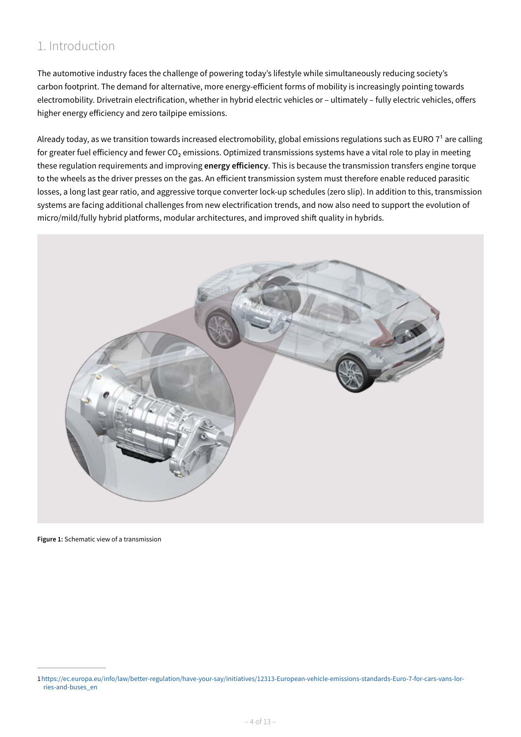# 1. Introduction

The automotive industry faces the challenge of powering today's lifestyle while simultaneously reducing society's carbon footprint. The demand for alternative, more energy-efficient forms of mobility is increasingly pointing towards electromobility. Drivetrain electrification, whether in hybrid electric vehicles or – ultimately – fully electric vehicles, offers higher energy efficiency and zero tailpipe emissions.

Already today, as we transition towards increased electromobility, global emissions regulations such as EURO 7[1] are calling for greater fuel efficiency and fewer $CO_2$ emissions. Optimized transmissions systems have a vital role to play in meeting these regulation requirements and improving **energy efficiency**. This is because the transmission transfers engine torque to the wheels as the driver presses on the gas. An efficient transmission system must therefore enable reduced parasitic losses, a long last gear ratio, and aggressive torque converter lock-up schedules (zero slip). In addition to this, transmission systems are facing additional challenges from new electrification trends, and now also need to support the evolution of micro/mild/fully hybrid platforms, modular architectures, and improved shift quality in hybrids.

**Figure 1:** Schematic view of a transmission

[1] https://ec.europa.eu/info/law/better-regulation/have-your-say/initiatives/12313-European-vehicle-emissions-standards-Euro-7-for-cars-vans-lorries-and-buses_en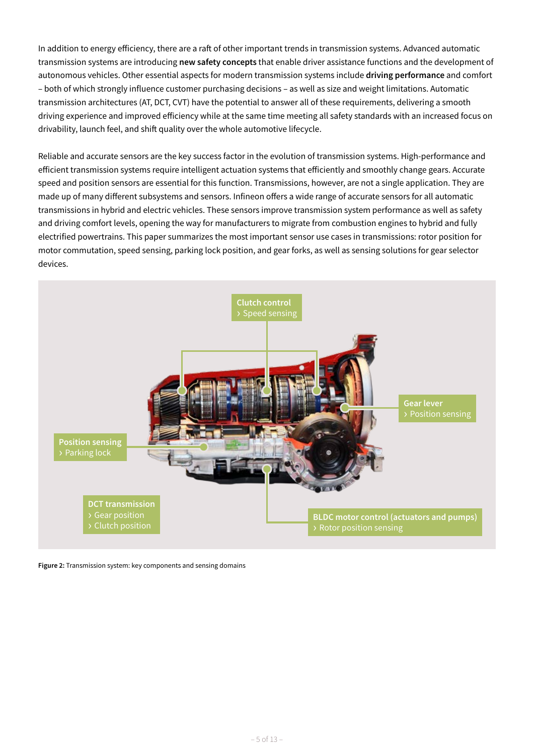In addition to energy efficiency, there are a raft of other important trends in transmission systems. Advanced automatic transmission systems are introducing **new safety concepts** that enable driver assistance functions and the development of autonomous vehicles. Other essential aspects for modern transmission systems include **driving performance** and comfort – both of which strongly influence customer purchasing decisions – as well as size and weight limitations. Automatic transmission architectures (AT, DCT, CVT) have the potential to answer all of these requirements, delivering a smooth driving experience and improved efficiency while at the same time meeting all safety standards with an increased focus on drivability, launch feel, and shift quality over the whole automotive lifecycle.

Reliable and accurate sensors are the key success factor in the evolution of transmission systems. High-performance and efficient transmission systems require intelligent actuation systems that efficiently and smoothly change gears. Accurate speed and position sensors are essential for this function. Transmissions, however, are not a single application. They are made up of many different subsystems and sensors. Infineon offers a wide range of accurate sensors for all automatic transmissions in hybrid and electric vehicles. These sensors improve transmission system performance as well as safety and driving comfort levels, opening the way for manufacturers to migrate from combustion engines to hybrid and fully electrified powertrains. This paper summarizes the most important sensor use cases in transmissions: rotor position for motor commutation, speed sensing, parking lock position, and gear forks, as well as sensing solutions for gear selector devices.

**Clutch control**
› Speed sensing

**Gear lever**
› Position sensing

**Position sensing**
› Parking lock

**DCT transmission**
› Gear position
› Clutch position

**BLDC motor control (actuators and pumps)**
› Rotor position sensing

**Figure 2:** Transmission system: key components and sensing domains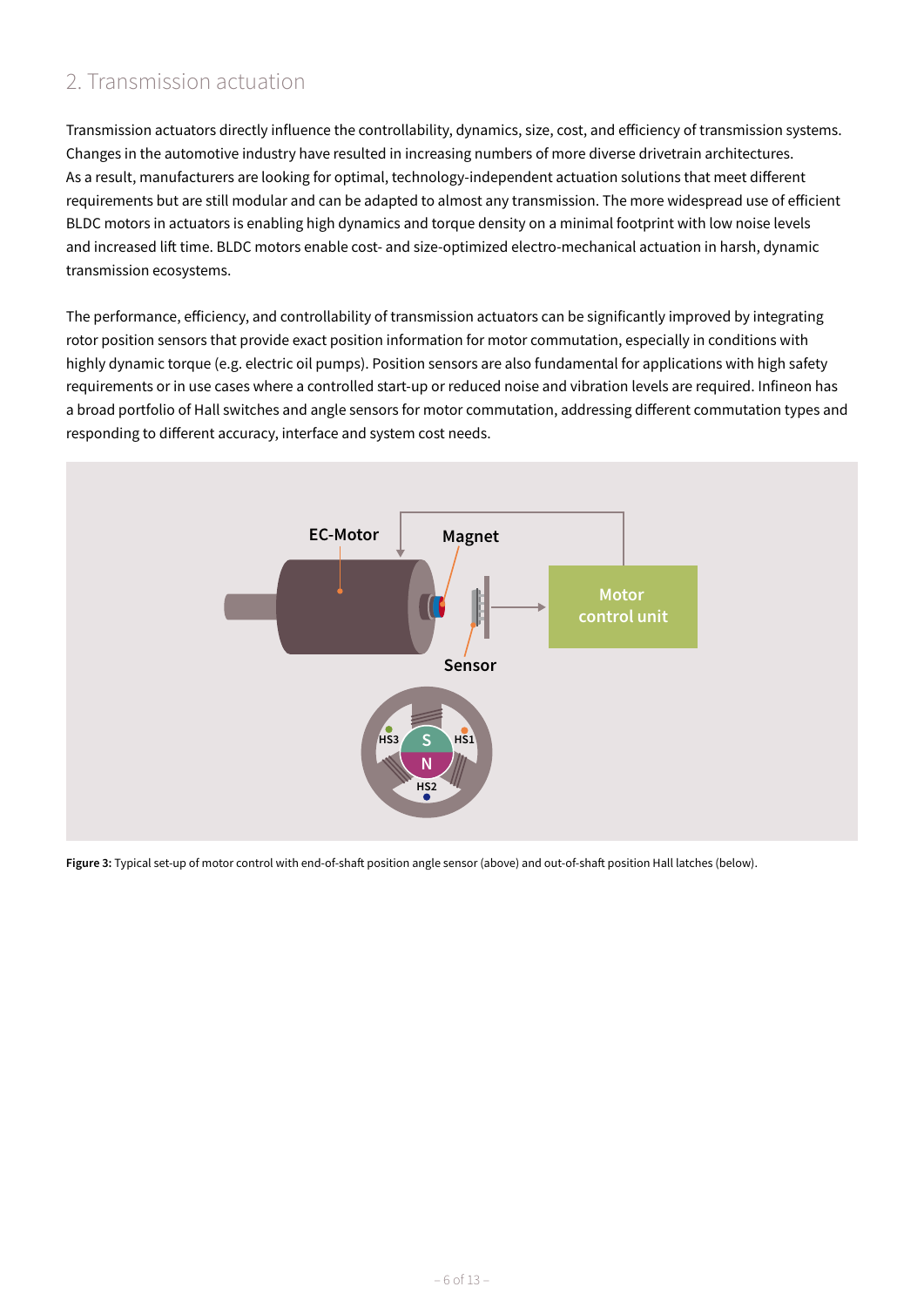## 2. Transmission actuation

Transmission actuators directly influence the controllability, dynamics, size, cost, and efficiency of transmission systems. Changes in the automotive industry have resulted in increasing numbers of more diverse drivetrain architectures. As a result, manufacturers are looking for optimal, technology-independent actuation solutions that meet different requirements but are still modular and can be adapted to almost any transmission. The more widespread use of efficient BLDC motors in actuators is enabling high dynamics and torque density on a minimal footprint with low noise levels and increased lift time. BLDC motors enable cost- and size-optimized electro-mechanical actuation in harsh, dynamic transmission ecosystems.

The performance, efficiency, and controllability of transmission actuators can be significantly improved by integrating rotor position sensors that provide exact position information for motor commutation, especially in conditions with highly dynamic torque (e.g. electric oil pumps). Position sensors are also fundamental for applications with high safety requirements or in use cases where a controlled start-up or reduced noise and vibration levels are required. Infineon has a broad portfolio of Hall switches and angle sensors for motor commutation, addressing different commutation types and responding to different accuracy, interface and system cost needs.

**Figure 3:** Typical set-up of motor control with end-of-shaft position angle sensor (above) and out-of-shaft position Hall latches (below).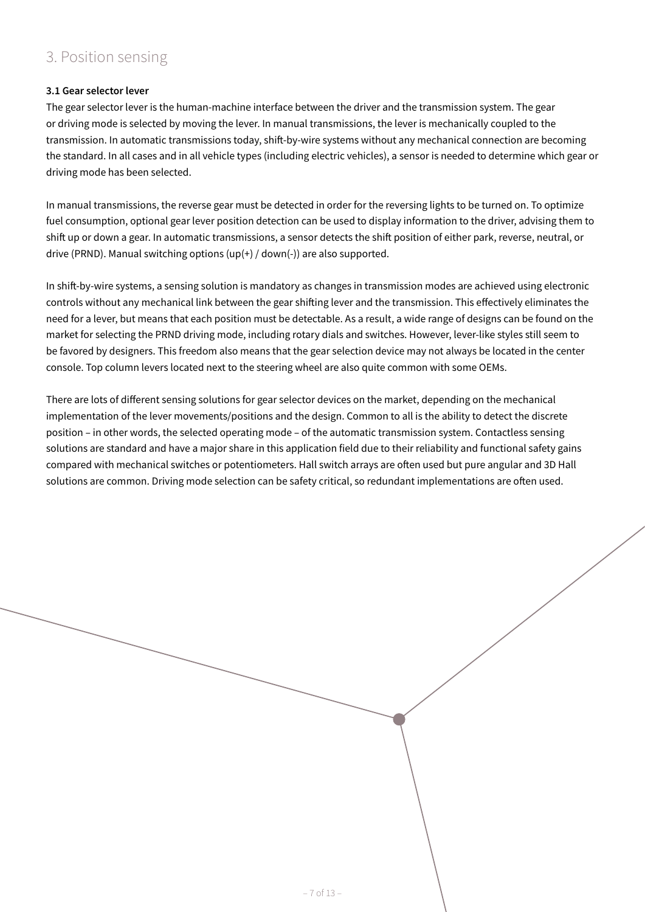# 3. Position sensing

**3.1 Gear selector lever**

The gear selector lever is the human-machine interface between the driver and the transmission system. The gear or driving mode is selected by moving the lever. In manual transmissions, the lever is mechanically coupled to the transmission. In automatic transmissions today, shift-by-wire systems without any mechanical connection are becoming the standard. In all cases and in all vehicle types (including electric vehicles), a sensor is needed to determine which gear or driving mode has been selected.

In manual transmissions, the reverse gear must be detected in order for the reversing lights to be turned on. To optimize fuel consumption, optional gear lever position detection can be used to display information to the driver, advising them to shift up or down a gear. In automatic transmissions, a sensor detects the shift position of either park, reverse, neutral, or drive (PRND). Manual switching options (up(+) / down(-)) are also supported.

In shift-by-wire systems, a sensing solution is mandatory as changes in transmission modes are achieved using electronic controls without any mechanical link between the gear shifting lever and the transmission. This effectively eliminates the need for a lever, but means that each position must be detectable. As a result, a wide range of designs can be found on the market for selecting the PRND driving mode, including rotary dials and switches. However, lever-like styles still seem to be favored by designers. This freedom also means that the gear selection device may not always be located in the center console. Top column levers located next to the steering wheel are also quite common with some OEMs.

There are lots of different sensing solutions for gear selector devices on the market, depending on the mechanical implementation of the lever movements/positions and the design. Common to all is the ability to detect the discrete position – in other words, the selected operating mode – of the automatic transmission system. Contactless sensing solutions are standard and have a major share in this application field due to their reliability and functional safety gains compared with mechanical switches or potentiometers. Hall switch arrays are often used but pure angular and 3D Hall solutions are common. Driving mode selection can be safety critical, so redundant implementations are often used.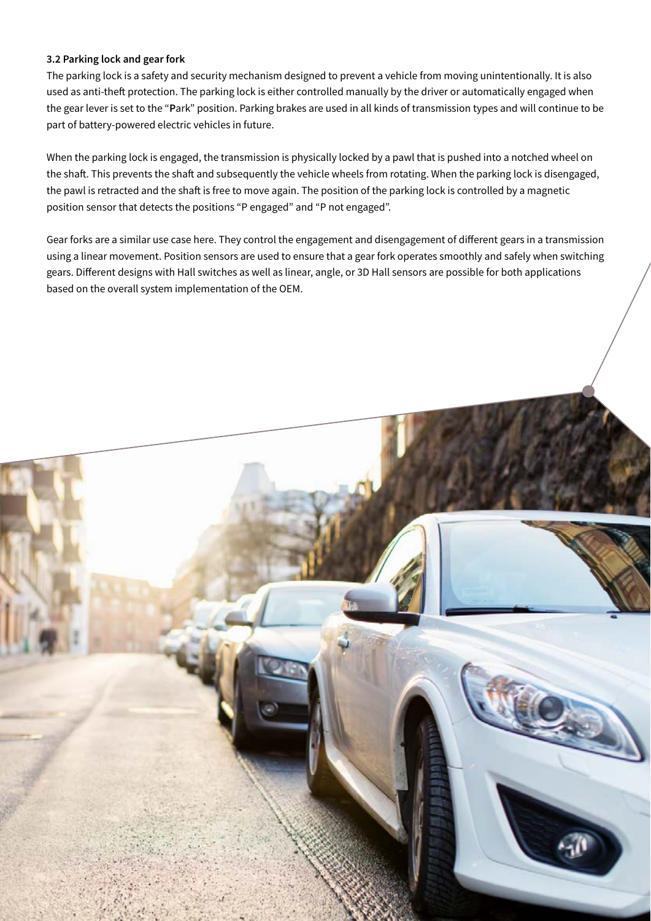### 3.2 Parking lock and gear fork

The parking lock is a safety and security mechanism designed to prevent a vehicle from moving unintentionally. It is also used as anti-theft protection. The parking lock is either controlled manually by the driver or automatically engaged when the gear lever is set to the "**P**ark" position. Parking brakes are used in all kinds of transmission types and will continue to be part of battery-powered electric vehicles in future.

When the parking lock is engaged, the transmission is physically locked by a pawl that is pushed into a notched wheel on the shaft. This prevents the shaft and subsequently the vehicle wheels from rotating. When the parking lock is disengaged, the pawl is retracted and the shaft is free to move again. The position of the parking lock is controlled by a magnetic position sensor that detects the positions "P engaged" and "P not engaged".

Gear forks are a similar use case here. They control the engagement and disengagement of different gears in a transmission using a linear movement. Position sensors are used to ensure that a gear fork operates smoothly and safely when switching gears. Different designs with Hall switches as well as linear, angle, or 3D Hall sensors are possible for both applications based on the overall system implementation of the OEM.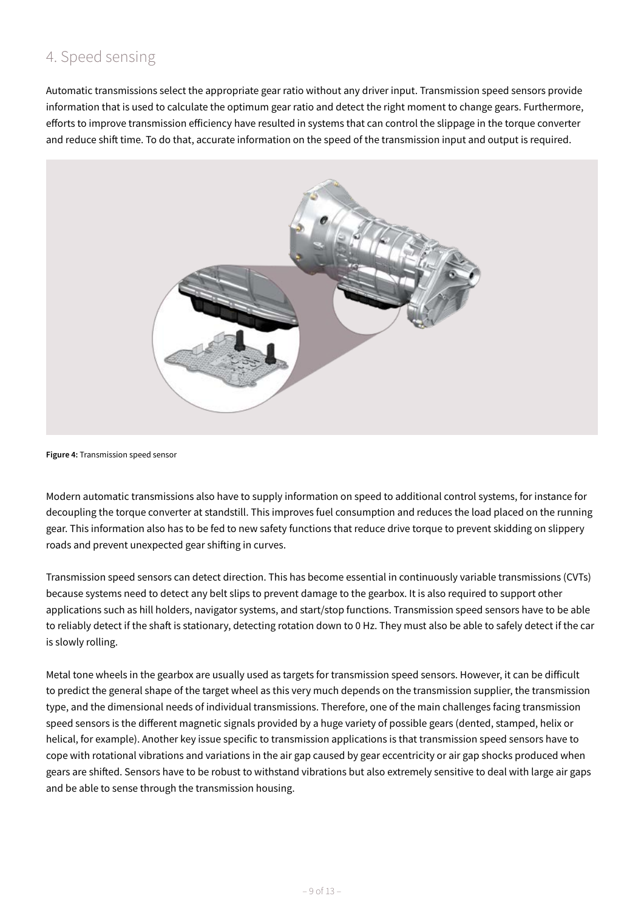## 4. Speed sensing

Automatic transmissions select the appropriate gear ratio without any driver input. Transmission speed sensors provide information that is used to calculate the optimum gear ratio and detect the right moment to change gears. Furthermore, efforts to improve transmission efficiency have resulted in systems that can control the slippage in the torque converter and reduce shift time. To do that, accurate information on the speed of the transmission input and output is required.

**Figure 4:** Transmission speed sensor

Modern automatic transmissions also have to supply information on speed to additional control systems, for instance for decoupling the torque converter at standstill. This improves fuel consumption and reduces the load placed on the running gear. This information also has to be fed to new safety functions that reduce drive torque to prevent skidding on slippery roads and prevent unexpected gear shifting in curves.

Transmission speed sensors can detect direction. This has become essential in continuously variable transmissions (CVTs) because systems need to detect any belt slips to prevent damage to the gearbox. It is also required to support other applications such as hill holders, navigator systems, and start/stop functions. Transmission speed sensors have to be able to reliably detect if the shaft is stationary, detecting rotation down to 0 Hz. They must also be able to safely detect if the car is slowly rolling.

Metal tone wheels in the gearbox are usually used as targets for transmission speed sensors. However, it can be difficult to predict the general shape of the target wheel as this very much depends on the transmission supplier, the transmission type, and the dimensional needs of individual transmissions. Therefore, one of the main challenges facing transmission speed sensors is the different magnetic signals provided by a huge variety of possible gears (dented, stamped, helix or helical, for example). Another key issue specific to transmission applications is that transmission speed sensors have to cope with rotational vibrations and variations in the air gap caused by gear eccentricity or air gap shocks produced when gears are shifted. Sensors have to be robust to withstand vibrations but also extremely sensitive to deal with large air gaps and be able to sense through the transmission housing.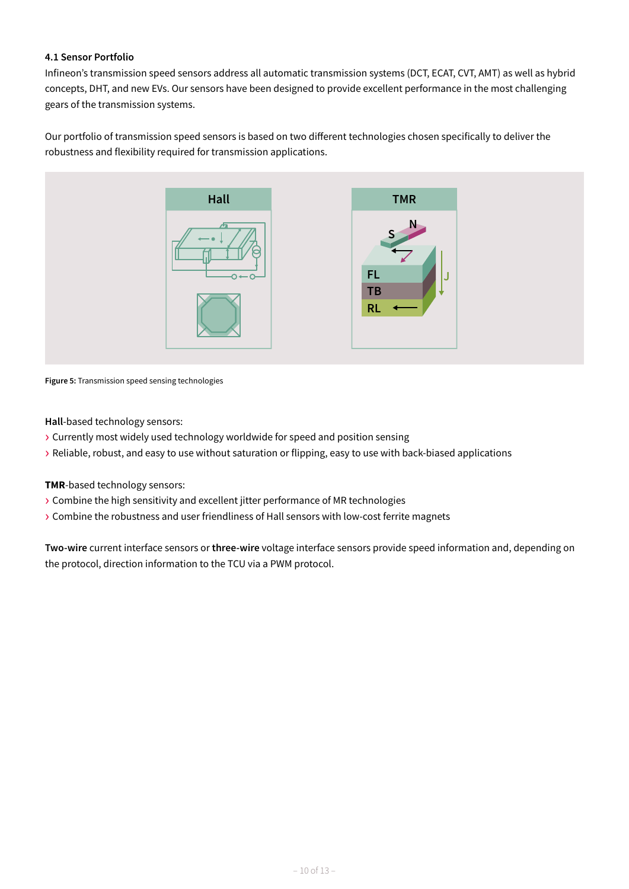### 4.1 Sensor Portfolio

Infineon's transmission speed sensors address all automatic transmission systems (DCT, ECAT, CVT, AMT) as well as hybrid concepts, DHT, and new EVs. Our sensors have been designed to provide excellent performance in the most challenging gears of the transmission systems.

Our portfolio of transmission speed sensors is based on two different technologies chosen specifically to deliver the robustness and flexibility required for transmission applications.

**Figure 5:** Transmission speed sensing technologies

**Hall**-based technology sensors:

- Currently most widely used technology worldwide for speed and position sensing
- Reliable, robust, and easy to use without saturation or flipping, easy to use with back-biased applications

**TMR**-based technology sensors:

- Combine the high sensitivity and excellent jitter performance of MR technologies
- Combine the robustness and user friendliness of Hall sensors with low-cost ferrite magnets

**Two-wire** current interface sensors or **three-wire** voltage interface sensors provide speed information and, depending on the protocol, direction information to the TCU via a PWM protocol.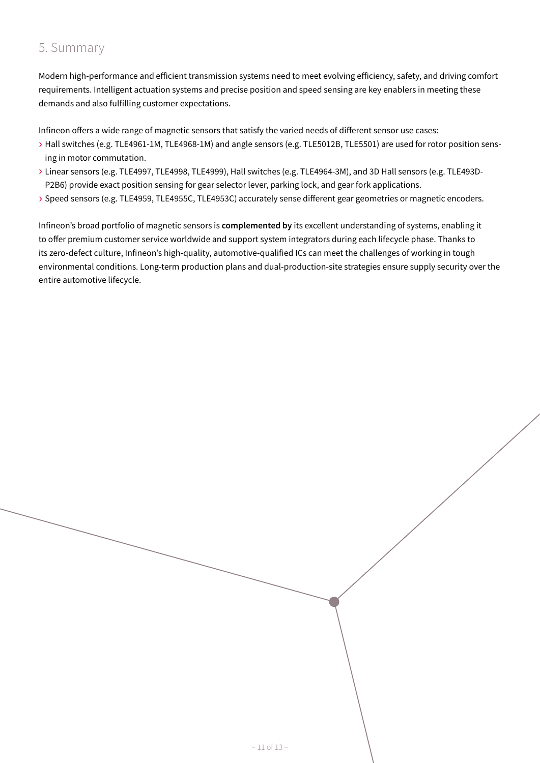## 5. Summary

Modern high-performance and efficient transmission systems need to meet evolving efficiency, safety, and driving comfort requirements. Intelligent actuation systems and precise position and speed sensing are key enablers in meeting these demands and also fulfilling customer expectations.

Infineon offers a wide range of magnetic sensors that satisfy the varied needs of different sensor use cases:

- Hall switches (e.g. TLE4961-1M, TLE4968-1M) and angle sensors (e.g. TLE5012B, TLE5501) are used for rotor position sensing in motor commutation.
- Linear sensors (e.g. TLE4997, TLE4998, TLE4999), Hall switches (e.g. TLE4964-3M), and 3D Hall sensors (e.g. TLE493D-P2B6) provide exact position sensing for gear selector lever, parking lock, and gear fork applications.
- Speed sensors (e.g. TLE4959, TLE4955C, TLE4953C) accurately sense different gear geometries or magnetic encoders.

Infineon's broad portfolio of magnetic sensors is **complemented by** its excellent understanding of systems, enabling it to offer premium customer service worldwide and support system integrators during each lifecycle phase. Thanks to its zero-defect culture, Infineon's high-quality, automotive-qualified ICs can meet the challenges of working in tough environmental conditions. Long-term production plans and dual-production-site strategies ensure supply security over the entire automotive lifecycle.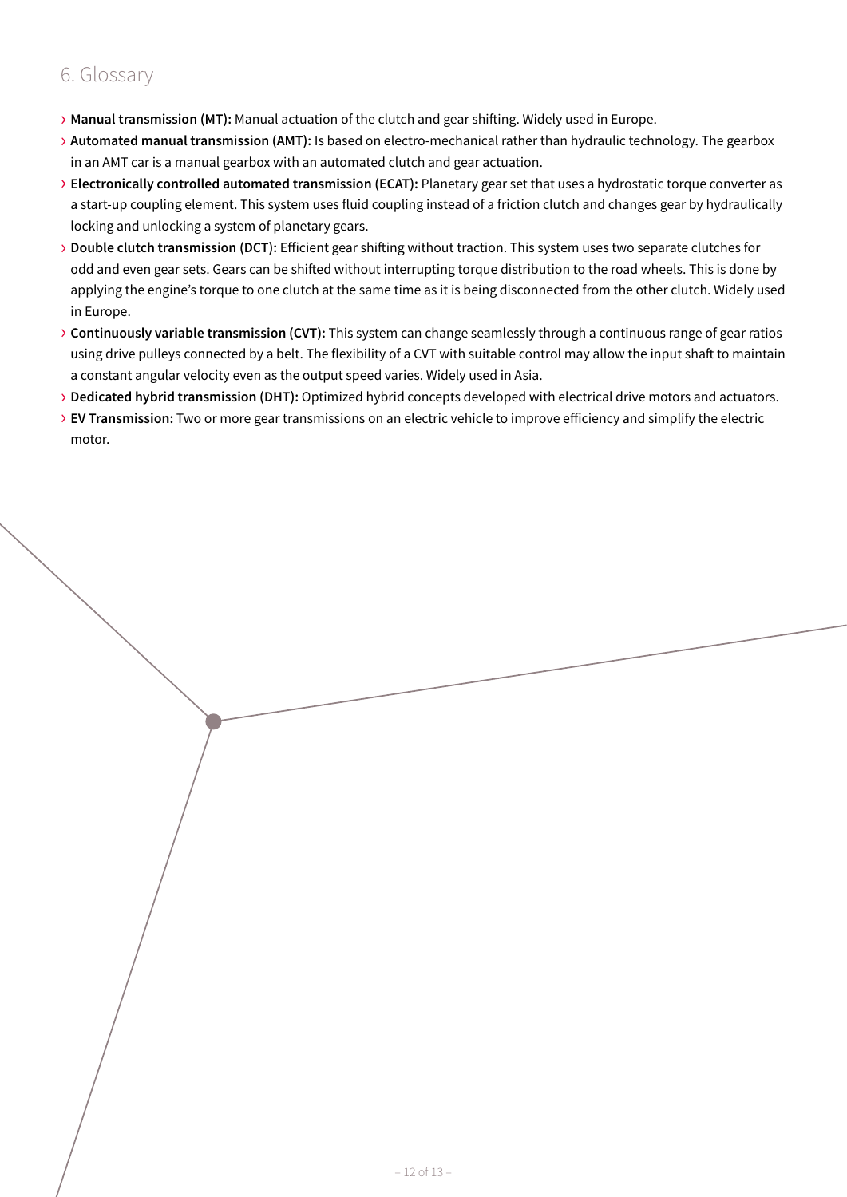## 6. Glossary

- **Manual transmission (MT):** Manual actuation of the clutch and gear shifting. Widely used in Europe.
- **Automated manual transmission (AMT):** Is based on electro-mechanical rather than hydraulic technology. The gearbox in an AMT car is a manual gearbox with an automated clutch and gear actuation.
- **Electronically controlled automated transmission (ECAT):** Planetary gear set that uses a hydrostatic torque converter as a start-up coupling element. This system uses fluid coupling instead of a friction clutch and changes gear by hydraulically locking and unlocking a system of planetary gears.
- **Double clutch transmission (DCT):** Efficient gear shifting without traction. This system uses two separate clutches for odd and even gear sets. Gears can be shifted without interrupting torque distribution to the road wheels. This is done by applying the engine's torque to one clutch at the same time as it is being disconnected from the other clutch. Widely used in Europe.
- **Continuously variable transmission (CVT):** This system can change seamlessly through a continuous range of gear ratios using drive pulleys connected by a belt. The flexibility of a CVT with suitable control may allow the input shaft to maintain a constant angular velocity even as the output speed varies. Widely used in Asia.
- **Dedicated hybrid transmission (DHT):** Optimized hybrid concepts developed with electrical drive motors and actuators.
- **EV Transmission:** Two or more gear transmissions on an electric vehicle to improve efficiency and simplify the electric motor.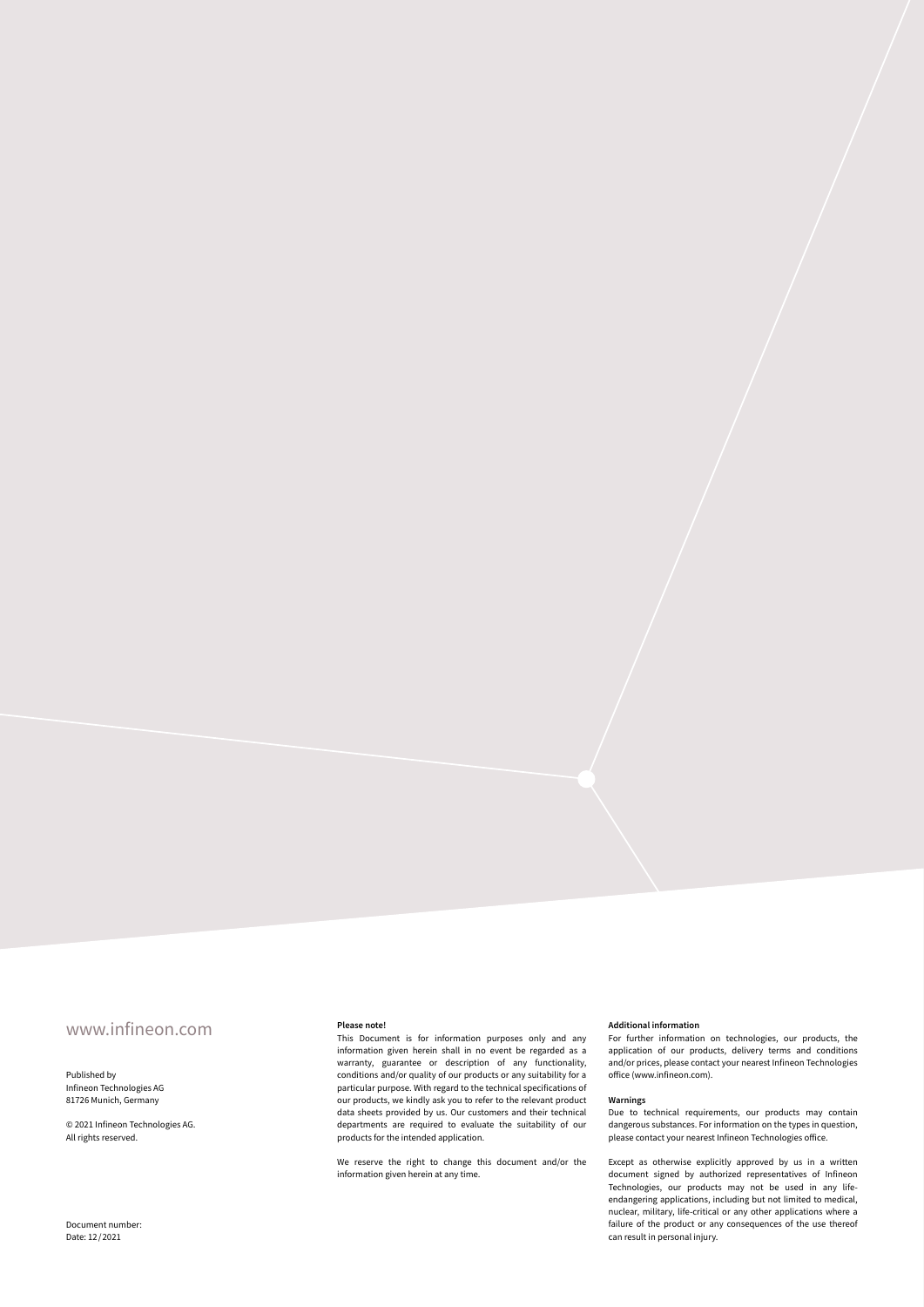www.infineon.com

Published by
Infineon Technologies AG
81726 Munich, Germany

© 2021 Infineon Technologies AG.
All rights reserved.

Document number:
Date: 12/2021

**Please note!**

This Document is for information purposes only and any information given herein shall in no event be regarded as a warranty, guarantee or description of any functionality, conditions and/or quality of our products or any suitability for a particular purpose. With regard to the technical specifications of our products, we kindly ask you to refer to the relevant product data sheets provided by us. Our customers and their technical departments are required to evaluate the suitability of our products for the intended application.

We reserve the right to change this document and/or the information given herein at any time.

**Additional information**

For further information on technologies, our products, the application of our products, delivery terms and conditions and/or prices, please contact your nearest Infineon Technologies office (www.infineon.com).

**Warnings**

Due to technical requirements, our products may contain dangerous substances. For information on the types in question, please contact your nearest Infineon Technologies office.

Except as otherwise explicitly approved by us in a written document signed by authorized representatives of Infineon Technologies, our products may not be used in any life-endangering applications, including but not limited to medical, nuclear, military, life-critical or any other applications where a failure of the product or any consequences of the use thereof can result in personal injury.